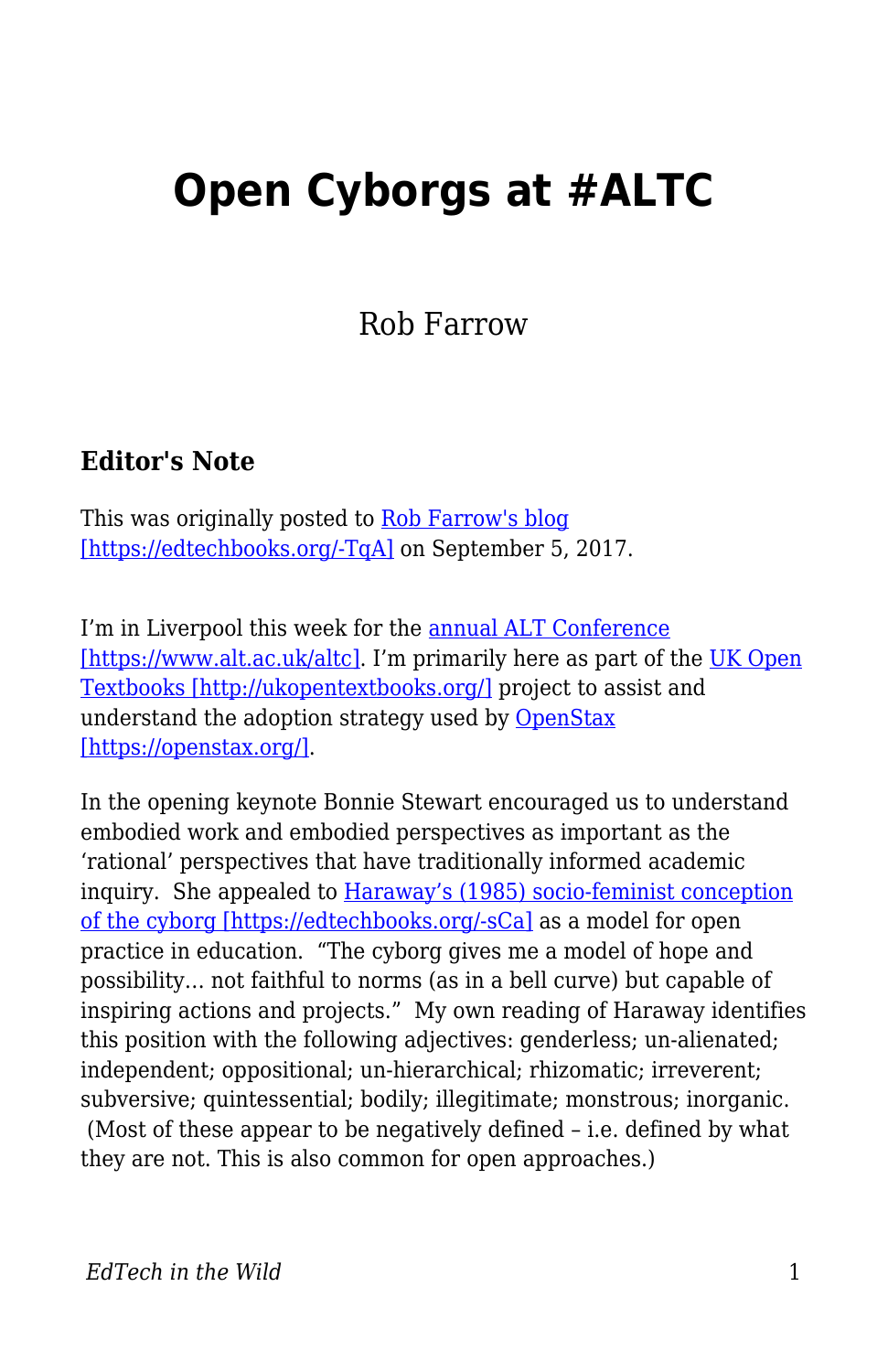# Open Cyborgs at #ALTC

Rob Farrow

### Editor's Note

This was originally posted to [Rob Farrow's blog [https://edtechbooks.org/-TqA]](https://edtechbooks.org/-TqA) on September 5, 2017.

I'm in Liverpool this week for the [annual ALT Conference [https://www.alt.ac.uk/altc]](https://www.alt.ac.uk/altc). I'm primarily here as part of the [UK Open Textbooks [http://ukopentextbooks.org/]](http://ukopentextbooks.org/) project to assist and understand the adoption strategy used by [OpenStax [https://openstax.org/]](https://openstax.org/).

In the opening keynote Bonnie Stewart encouraged us to understand embodied work and embodied perspectives as important as the 'rational' perspectives that have traditionally informed academic inquiry. She appealed to [Haraway's (1985) socio-feminist conception of the cyborg [https://edtechbooks.org/-sCa]](https://edtechbooks.org/-sCa) as a model for open practice in education. "The cyborg gives me a model of hope and possibility… not faithful to norms (as in a bell curve) but capable of inspiring actions and projects." My own reading of Haraway identifies this position with the following adjectives: genderless; un-alienated; independent; oppositional; un-hierarchical; rhizomatic; irreverent; subversive; quintessential; bodily; illegitimate; monstrous; inorganic. (Most of these appear to be negatively defined – i.e. defined by what they are not. This is also common for open approaches.)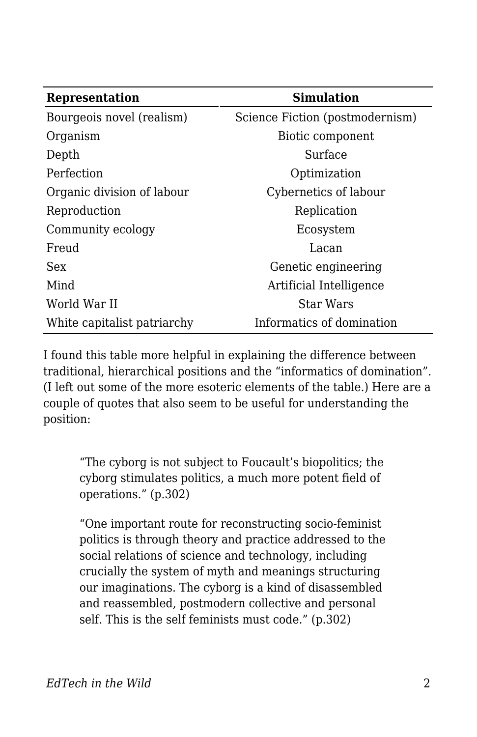| Representation | Simulation |
| --- | --- |
| Bourgeois novel (realism) | Science Fiction (postmodernism) |
| Organism | Biotic component |
| Depth | Surface |
| Perfection | Optimization |
| Organic division of labour | Cybernetics of labour |
| Reproduction | Replication |
| Community ecology | Ecosystem |
| Freud | Lacan |
| Sex | Genetic engineering |
| Mind | Artificial Intelligence |
| World War II | Star Wars |
| White capitalist patriarchy | Informatics of domination |

I found this table more helpful in explaining the difference between traditional, hierarchical positions and the "informatics of domination". (I left out some of the more esoteric elements of the table.) Here are a couple of quotes that also seem to be useful for understanding the position:

> "The cyborg is not subject to Foucault's biopolitics; the cyborg stimulates politics, a much more potent field of operations." (p.302)

> "One important route for reconstructing socio-feminist politics is through theory and practice addressed to the social relations of science and technology, including crucially the system of myth and meanings structuring our imaginations. The cyborg is a kind of disassembled and reassembled, postmodern collective and personal self. This is the self feminists must code." (p.302)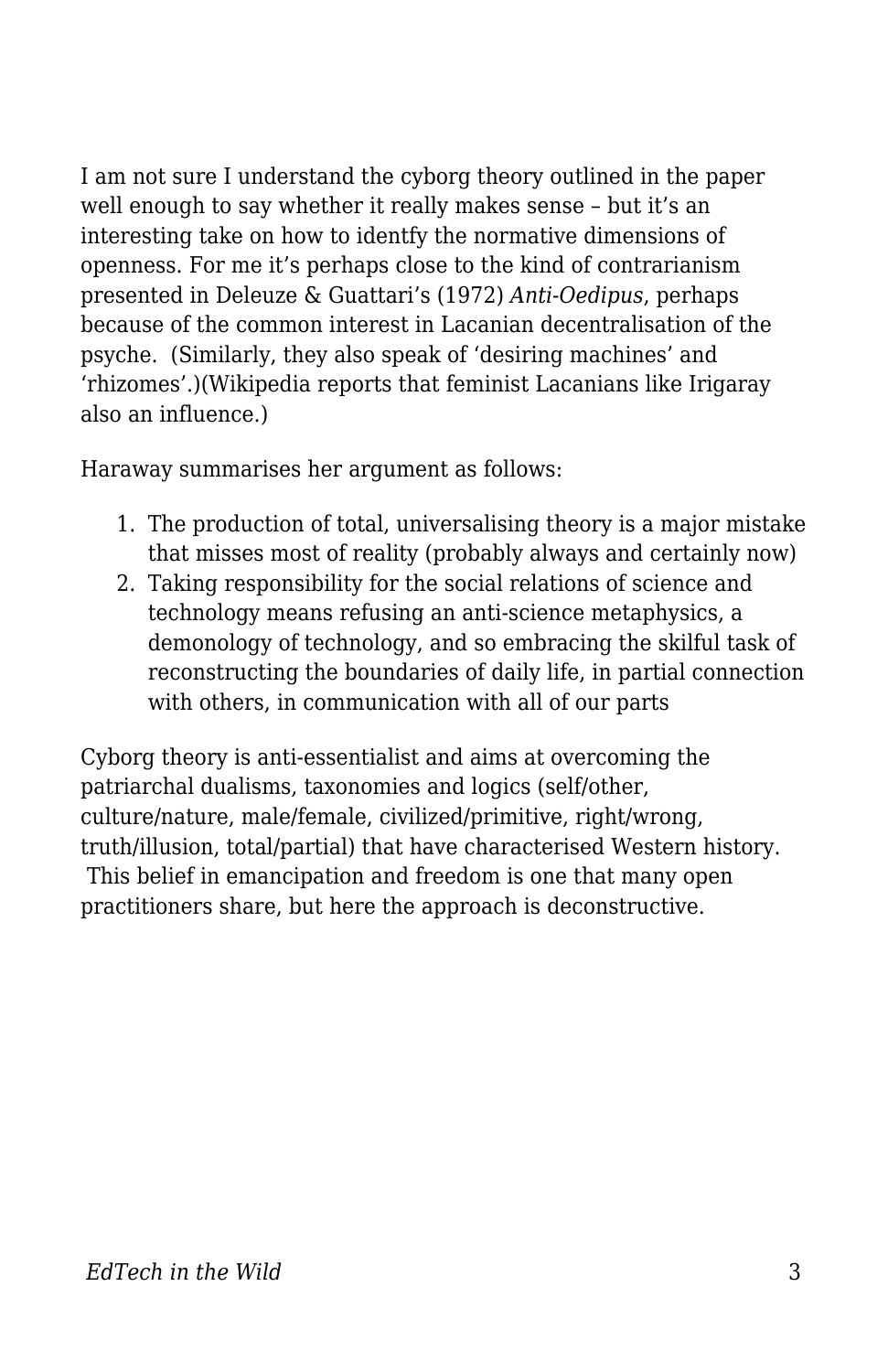I am not sure I understand the cyborg theory outlined in the paper well enough to say whether it really makes sense – but it's an interesting take on how to identfy the normative dimensions of openness. For me it's perhaps close to the kind of contrarianism presented in Deleuze & Guattari's (1972) *Anti-Oedipus*, perhaps because of the common interest in Lacanian decentralisation of the psyche. (Similarly, they also speak of 'desiring machines' and 'rhizomes'.)(Wikipedia reports that feminist Lacanians like Irigaray also an influence.)

Haraway summarises her argument as follows:

1. The production of total, universalising theory is a major mistake that misses most of reality (probably always and certainly now)
2. Taking responsibility for the social relations of science and technology means refusing an anti-science metaphysics, a demonology of technology, and so embracing the skilful task of reconstructing the boundaries of daily life, in partial connection with others, in communication with all of our parts

Cyborg theory is anti-essentialist and aims at overcoming the patriarchal dualisms, taxonomies and logics (self/other, culture/nature, male/female, civilized/primitive, right/wrong, truth/illusion, total/partial) that have characterised Western history. This belief in emancipation and freedom is one that many open practitioners share, but here the approach is deconstructive.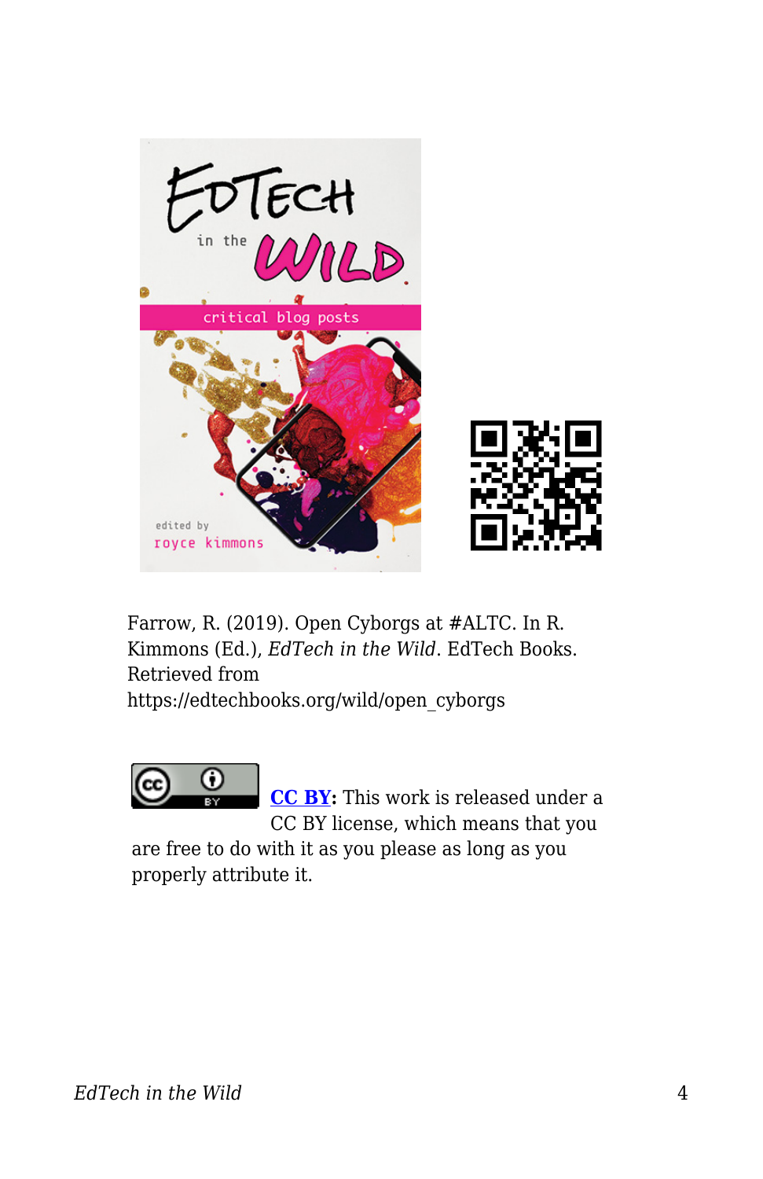Farrow, R. (2019). Open Cyborgs at #ALTC. In R. Kimmons (Ed.), *EdTech in the Wild*. EdTech Books. Retrieved from https://edtechbooks.org/wild/open_cyborgs

**CC BY:** This work is released under a CC BY license, which means that you are free to do with it as you please as long as you properly attribute it.